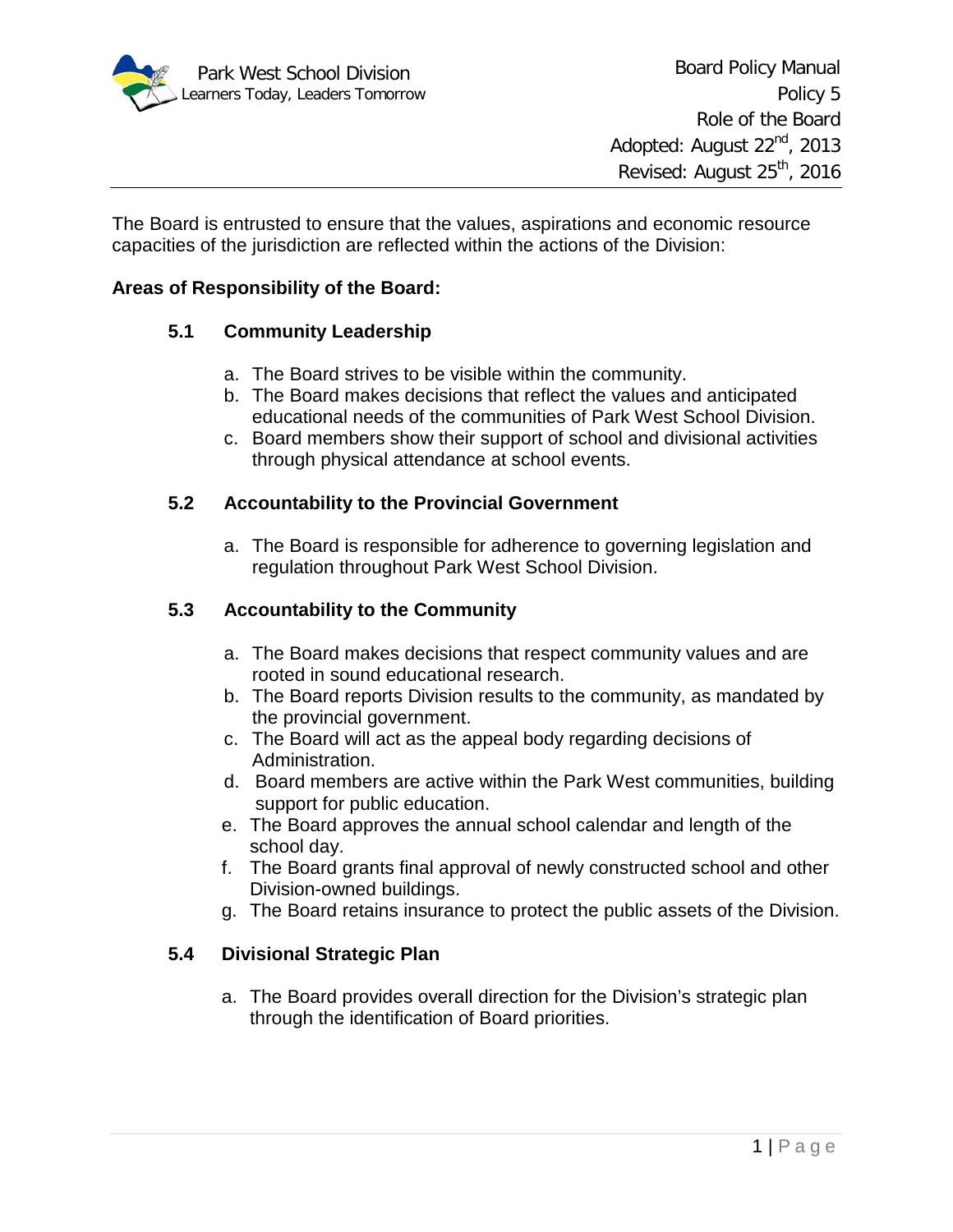Park West School Division
Learners Today, Leaders Tomorrow

Board Policy Manual
Policy 5
Role of the Board
Adopted: August 22nd, 2013
Revised: August 25th, 2016

The Board is entrusted to ensure that the values, aspirations and economic resource capacities of the jurisdiction are reflected within the actions of the Division:

**Areas of Responsibility of the Board:**

### 5.1 Community Leadership

a. The Board strives to be visible within the community.
b. The Board makes decisions that reflect the values and anticipated educational needs of the communities of Park West School Division.
c. Board members show their support of school and divisional activities through physical attendance at school events.

### 5.2 Accountability to the Provincial Government

a. The Board is responsible for adherence to governing legislation and regulation throughout Park West School Division.

### 5.3 Accountability to the Community

a. The Board makes decisions that respect community values and are rooted in sound educational research.
b. The Board reports Division results to the community, as mandated by the provincial government.
c. The Board will act as the appeal body regarding decisions of Administration.
d. Board members are active within the Park West communities, building support for public education.
e. The Board approves the annual school calendar and length of the school day.
f. The Board grants final approval of newly constructed school and other Division-owned buildings.
g. The Board retains insurance to protect the public assets of the Division.

### 5.4 Divisional Strategic Plan

a. The Board provides overall direction for the Division's strategic plan through the identification of Board priorities.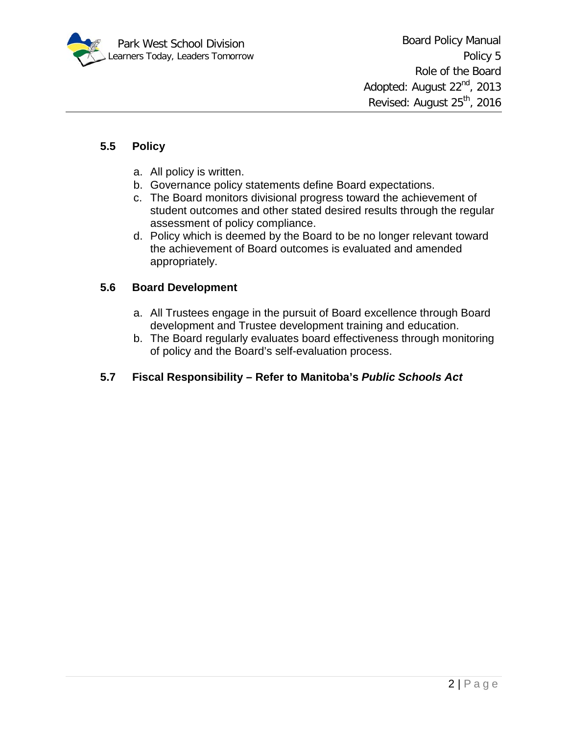### 5.5 Policy

a. All policy is written.
b. Governance policy statements define Board expectations.
c. The Board monitors divisional progress toward the achievement of student outcomes and other stated desired results through the regular assessment of policy compliance.
d. Policy which is deemed by the Board to be no longer relevant toward the achievement of Board outcomes is evaluated and amended appropriately.

### 5.6 Board Development

a. All Trustees engage in the pursuit of Board excellence through Board development and Trustee development training and education.
b. The Board regularly evaluates board effectiveness through monitoring of policy and the Board's self-evaluation process.

### 5.7 Fiscal Responsibility – Refer to Manitoba's ***Public Schools Act***